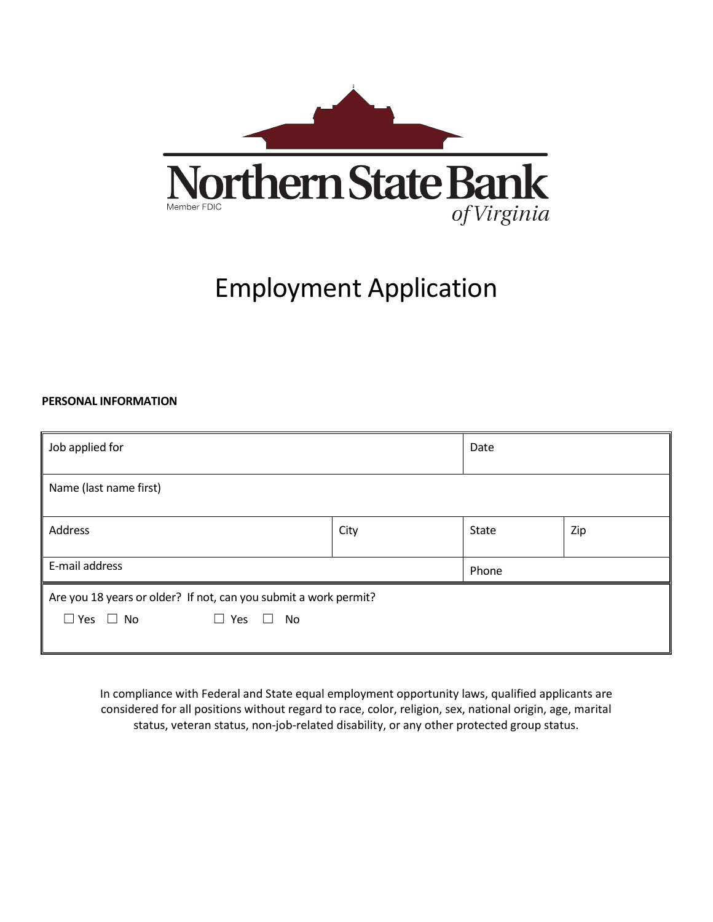Northern State Bank

Member FDIC

of Virginia

# Employment Application

**PERSONAL INFORMATION**

| Job applied for | | Date | |
|---|---|---|---|
| Name (last name first) | | | |
| Address | City | State | Zip |
| E-mail address | | Phone | |

Are you 18 years or older? If not, can you submit a work permit?

☐ Yes ☐ No ☐ Yes ☐ No

In compliance with Federal and State equal employment opportunity laws, qualified applicants are considered for all positions without regard to race, color, religion, sex, national origin, age, marital status, veteran status, non-job-related disability, or any other protected group status.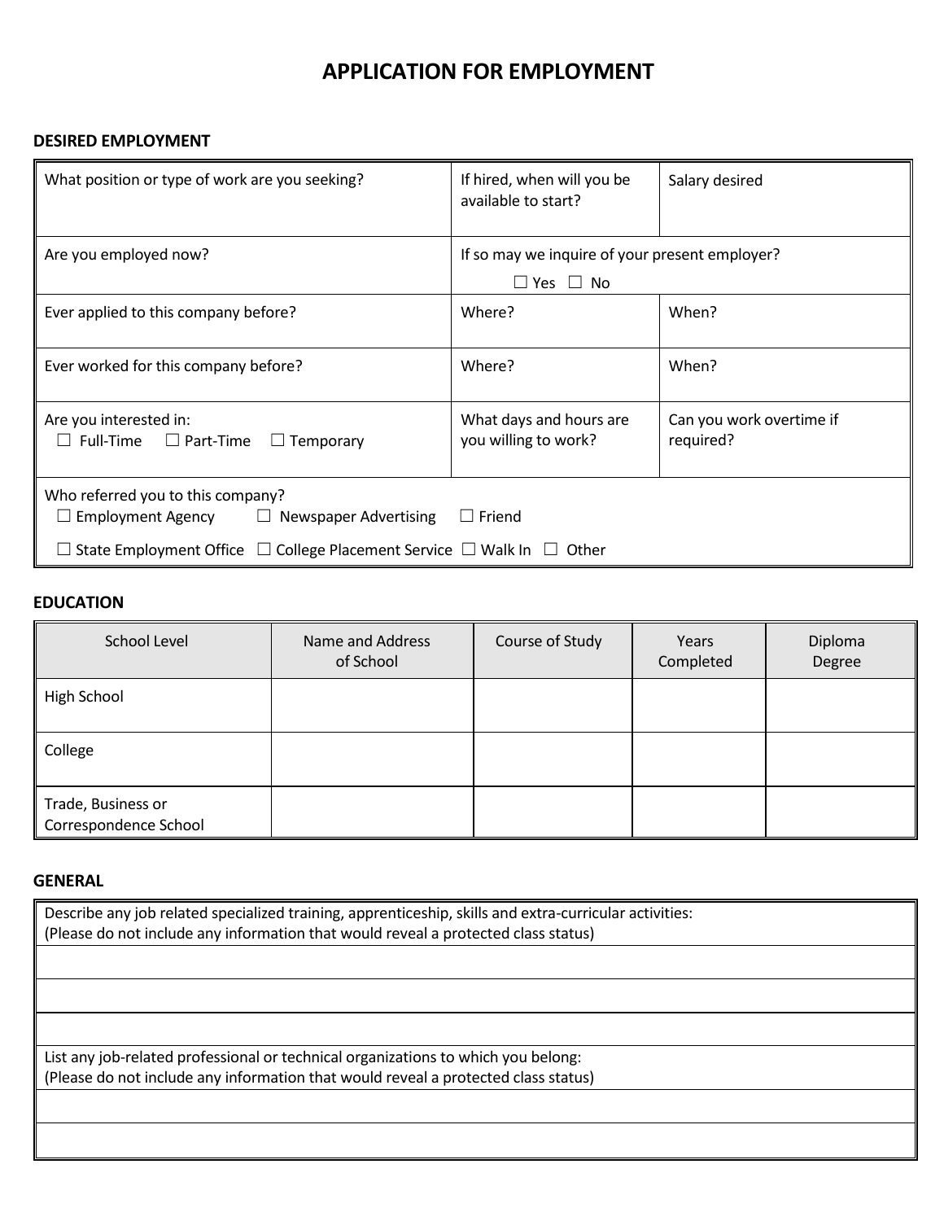# APPLICATION FOR EMPLOYMENT

## DESIRED EMPLOYMENT

| | | |
|---|---|---|
| What position or type of work are you seeking? | If hired, when will you be available to start? | Salary desired |
| Are you employed now? | If so may we inquire of your present employer? ☐ Yes ☐ No | |
| Ever applied to this company before? | Where? | When? |
| Ever worked for this company before? | Where? | When? |
| Are you interested in: ☐ Full-Time ☐ Part-Time ☐ Temporary | What days and hours are you willing to work? | Can you work overtime if required? |
| Who referred you to this company? ☐ Employment Agency ☐ Newspaper Advertising ☐ Friend ☐ State Employment Office ☐ College Placement Service ☐ Walk In ☐ Other | | |

## EDUCATION

| School Level | Name and Address of School | Course of Study | Years Completed | Diploma Degree |
|---|---|---|---|---|
| High School | | | | |
| College | | | | |
| Trade, Business or Correspondence School | | | | |

## GENERAL

| |
|---|
| Describe any job related specialized training, apprenticeship, skills and extra-curricular activities: (Please do not include any information that would reveal a protected class status) |
| |
| |
| |
| List any job-related professional or technical organizations to which you belong: (Please do not include any information that would reveal a protected class status) |
| |
| |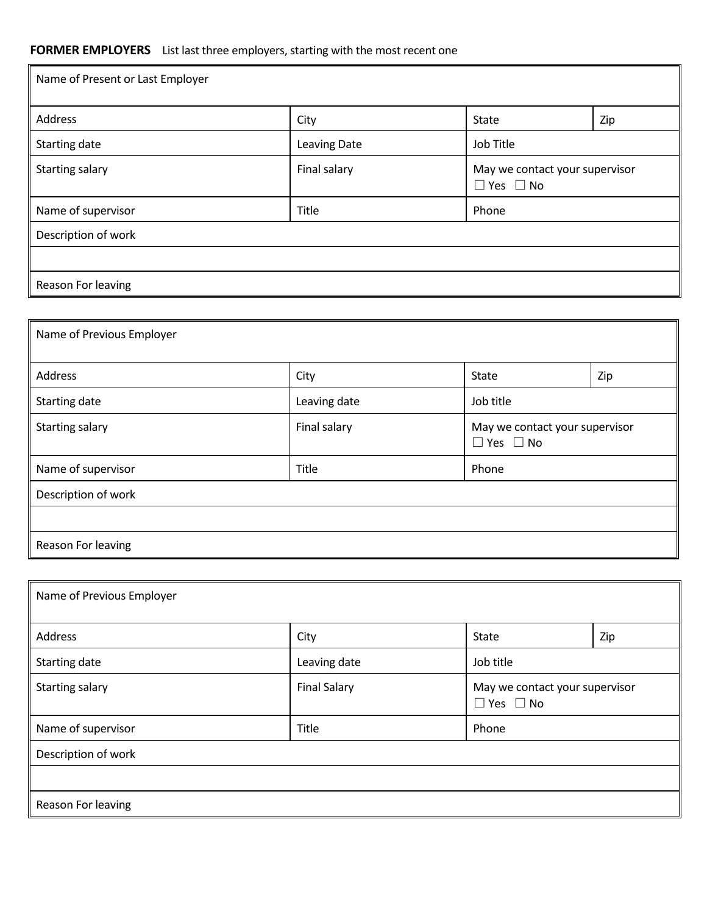**FORMER EMPLOYERS** List last three employers, starting with the most recent one

| Name of Present or Last Employer | | | |
|---|---|---|---|
| Address | City | State | Zip |
| Starting date | Leaving Date | Job Title | |
| Starting salary | Final salary | May we contact your supervisor ☐ Yes ☐ No | |
| Name of supervisor | Title | Phone | |
| Description of work | | | |
| | | | |
| Reason For leaving | | | |

| Name of Previous Employer | | | |
|---|---|---|---|
| Address | City | State | Zip |
| Starting date | Leaving date | Job title | |
| Starting salary | Final salary | May we contact your supervisor ☐ Yes ☐ No | |
| Name of supervisor | Title | Phone | |
| Description of work | | | |
| | | | |
| Reason For leaving | | | |

| Name of Previous Employer | | | |
|---|---|---|---|
| Address | City | State | Zip |
| Starting date | Leaving date | Job title | |
| Starting salary | Final Salary | May we contact your supervisor ☐ Yes ☐ No | |
| Name of supervisor | Title | Phone | |
| Description of work | | | |
| | | | |
| Reason For leaving | | | |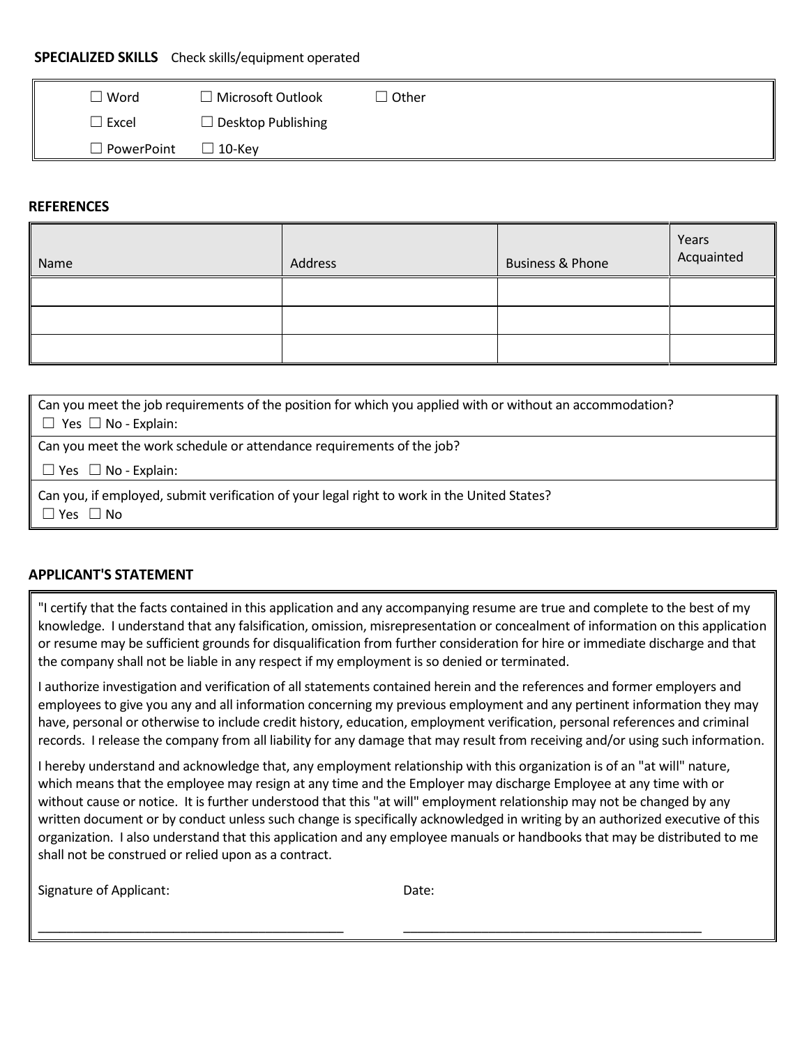**SPECIALIZED SKILLS** Check skills/equipment operated

| | | |
|---|---|---|
| ☐ Word | ☐ Microsoft Outlook | ☐ Other |
| ☐ Excel | ☐ Desktop Publishing | |
| ☐ PowerPoint | ☐ 10-Key | |

**REFERENCES**

| Name | Address | Business & Phone | Years Acquainted |
|---|---|---|---|
| | | | |
| | | | |
| | | | |

| |
|---|
| Can you meet the job requirements of the position for which you applied with or without an accommodation? ☐ Yes ☐ No - Explain: |
| Can you meet the work schedule or attendance requirements of the job? |
| ☐ Yes ☐ No - Explain: |
| Can you, if employed, submit verification of your legal right to work in the United States? ☐ Yes ☐ No |

**APPLICANT'S STATEMENT**

"I certify that the facts contained in this application and any accompanying resume are true and complete to the best of my knowledge. I understand that any falsification, omission, misrepresentation or concealment of information on this application or resume may be sufficient grounds for disqualification from further consideration for hire or immediate discharge and that the company shall not be liable in any respect if my employment is so denied or terminated.

I authorize investigation and verification of all statements contained herein and the references and former employers and employees to give you any and all information concerning my previous employment and any pertinent information they may have, personal or otherwise to include credit history, education, employment verification, personal references and criminal records. I release the company from all liability for any damage that may result from receiving and/or using such information.

I hereby understand and acknowledge that, any employment relationship with this organization is of an "at will" nature, which means that the employee may resign at any time and the Employer may discharge Employee at any time with or without cause or notice. It is further understood that this "at will" employment relationship may not be changed by any written document or by conduct unless such change is specifically acknowledged in writing by an authorized executive of this organization. I also understand that this application and any employee manuals or handbooks that may be distributed to me shall not be construed or relied upon as a contract.

Signature of Applicant: ______________________________ Date: ______________________________